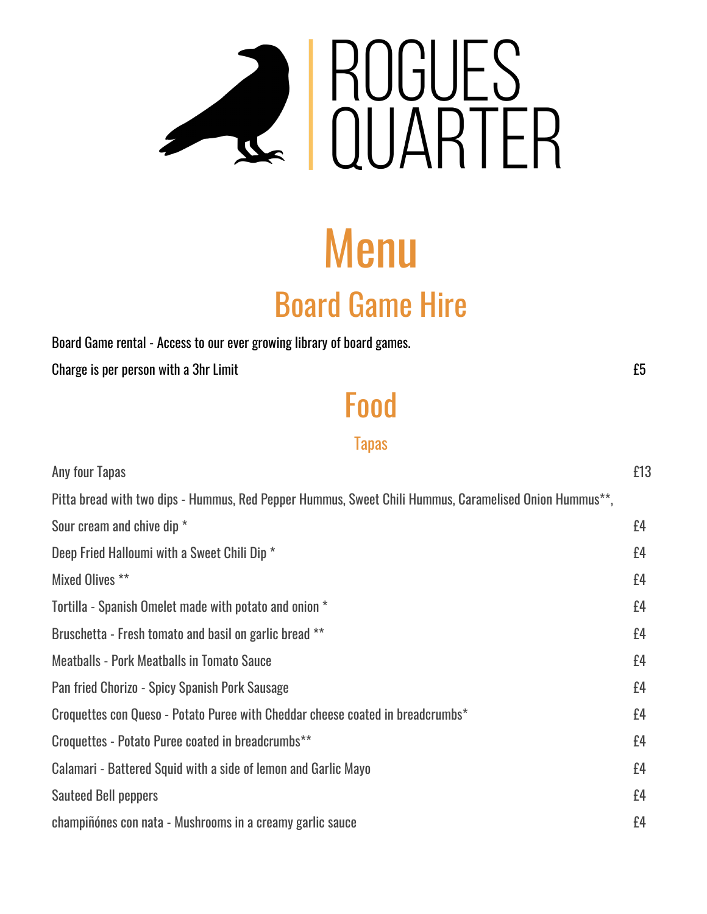# ROGUES QUARTER

# Menu

## Board Game Hire

| | |
|---|---|
| Board Game rental - Access to our ever growing library of board games. | |
| Charge is per person with a 3hr Limit | £5 |

## Food

### Tapas

| | |
|---|---|
| Any four Tapas | £13 |
| Pitta bread with two dips - Hummus, Red Pepper Hummus, Sweet Chili Hummus, Caramelised Onion Hummus**, | |
| Sour cream and chive dip * | £4 |
| Deep Fried Halloumi with a Sweet Chili Dip * | £4 |
| Mixed Olives ** | £4 |
| Tortilla - Spanish Omelet made with potato and onion * | £4 |
| Bruschetta - Fresh tomato and basil on garlic bread ** | £4 |
| Meatballs - Pork Meatballs in Tomato Sauce | £4 |
| Pan fried Chorizo - Spicy Spanish Pork Sausage | £4 |
| Croquettes con Queso - Potato Puree with Cheddar cheese coated in breadcrumbs* | £4 |
| Croquettes - Potato Puree coated in breadcrumbs** | £4 |
| Calamari - Battered Squid with a side of lemon and Garlic Mayo | £4 |
| Sauteed Bell peppers | £4 |
| champiñónes con nata - Mushrooms in a creamy garlic sauce | £4 |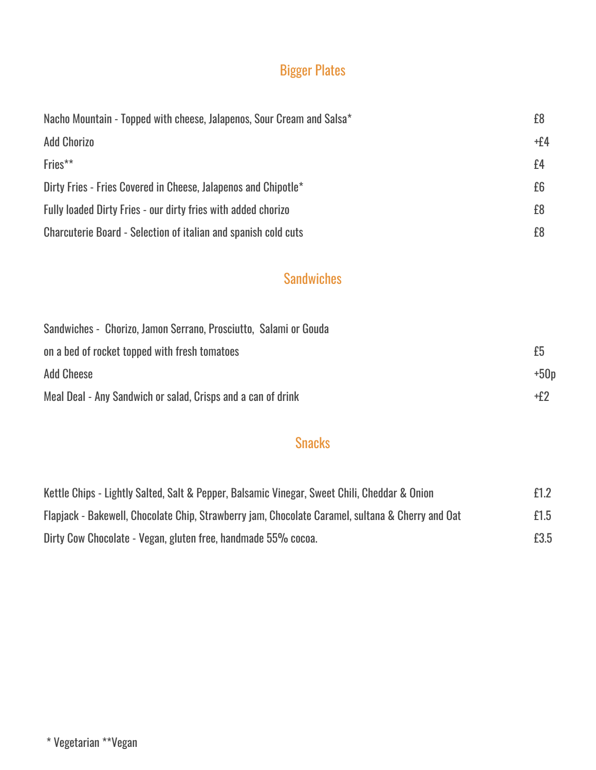## Bigger Plates

| | |
|---|---|
| Nacho Mountain - Topped with cheese, Jalapenos, Sour Cream and Salsa* | £8 |
| Add Chorizo | +£4 |
| Fries** | £4 |
| Dirty Fries - Fries Covered in Cheese, Jalapenos and Chipotle* | £6 |
| Fully loaded Dirty Fries - our dirty fries with added chorizo | £8 |
| Charcuterie Board - Selection of italian and spanish cold cuts | £8 |

## Sandwiches

| | |
|---|---|
| Sandwiches - Chorizo, Jamon Serrano, Prosciutto, Salami or Gouda on a bed of rocket topped with fresh tomatoes | £5 |
| Add Cheese | +50p |
| Meal Deal - Any Sandwich or salad, Crisps and a can of drink | +£2 |

## Snacks

| | |
|---|---|
| Kettle Chips - Lightly Salted, Salt & Pepper, Balsamic Vinegar, Sweet Chili, Cheddar & Onion | £1.2 |
| Flapjack - Bakewell, Chocolate Chip, Strawberry jam, Chocolate Caramel, sultana & Cherry and Oat | £1.5 |
| Dirty Cow Chocolate - Vegan, gluten free, handmade 55% cocoa. | £3.5 |

* Vegetarian **Vegan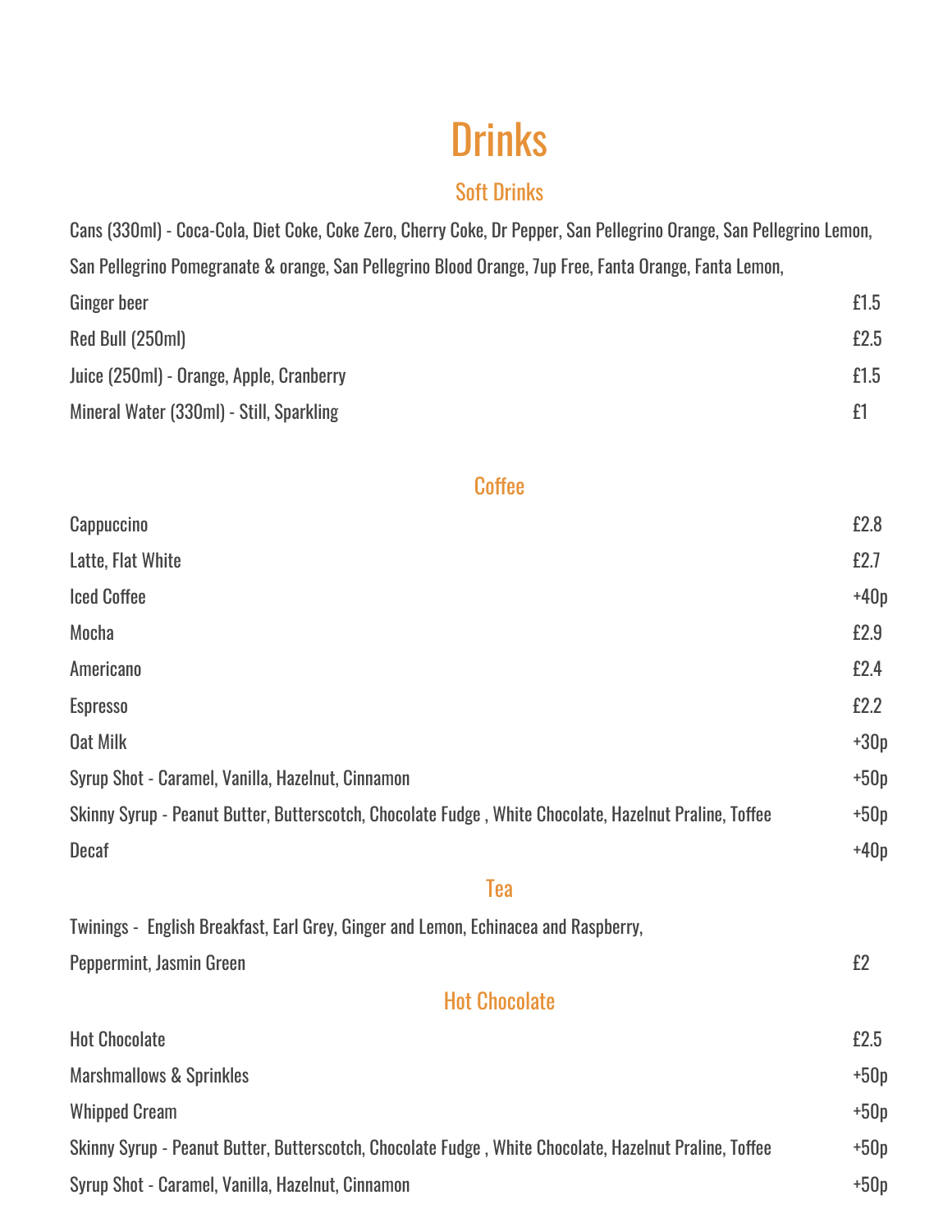# Drinks

## Soft Drinks

| Item | Price |
| --- | --- |
| Cans (330ml) - Coca-Cola, Diet Coke, Coke Zero, Cherry Coke, Dr Pepper, San Pellegrino Orange, San Pellegrino Lemon, San Pellegrino Pomegranate & orange, San Pellegrino Blood Orange, 7up Free, Fanta Orange, Fanta Lemon, Ginger beer | £1.5 |
| Red Bull (250ml) | £2.5 |
| Juice (250ml) - Orange, Apple, Cranberry | £1.5 |
| Mineral Water (330ml) - Still, Sparkling | £1 |

## Coffee

| Item | Price |
| --- | --- |
| Cappuccino | £2.8 |
| Latte, Flat White | £2.7 |
| Iced Coffee | +40p |
| Mocha | £2.9 |
| Americano | £2.4 |
| Espresso | £2.2 |
| Oat Milk | +30p |
| Syrup Shot - Caramel, Vanilla, Hazelnut, Cinnamon | +50p |
| Skinny Syrup - Peanut Butter, Butterscotch, Chocolate Fudge , White Chocolate, Hazelnut Praline, Toffee | +50p |
| Decaf | +40p |

## Tea

| Item | Price |
| --- | --- |
| Twinings - English Breakfast, Earl Grey, Ginger and Lemon, Echinacea and Raspberry, Peppermint, Jasmin Green | £2 |

## Hot Chocolate

| Item | Price |
| --- | --- |
| Hot Chocolate | £2.5 |
| Marshmallows & Sprinkles | +50p |
| Whipped Cream | +50p |
| Skinny Syrup - Peanut Butter, Butterscotch, Chocolate Fudge , White Chocolate, Hazelnut Praline, Toffee | +50p |
| Syrup Shot - Caramel, Vanilla, Hazelnut, Cinnamon | +50p |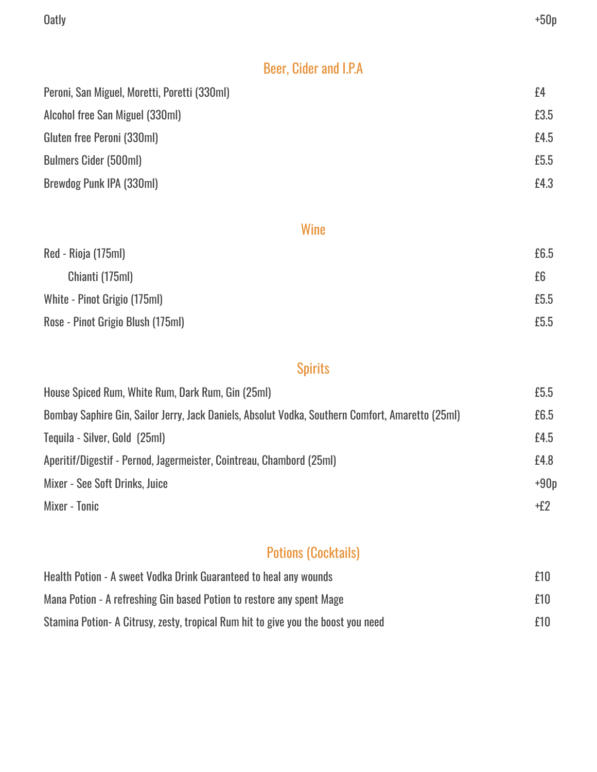| | |
|---|---|
| Oatly | +50p |

## Beer, Cider and I.P.A

| | |
|---|---|
| Peroni, San Miguel, Moretti, Poretti (330ml) | £4 |
| Alcohol free San Miguel (330ml) | £3.5 |
| Gluten free Peroni (330ml) | £4.5 |
| Bulmers Cider (500ml) | £5.5 |
| Brewdog Punk IPA (330ml) | £4.3 |

## Wine

| | |
|---|---|
| Red - Rioja (175ml) | £6.5 |
| Chianti (175ml) | £6 |
| White - Pinot Grigio (175ml) | £5.5 |
| Rose - Pinot Grigio Blush (175ml) | £5.5 |

## Spirits

| | |
|---|---|
| House Spiced Rum, White Rum, Dark Rum, Gin (25ml) | £5.5 |
| Bombay Saphire Gin, Sailor Jerry, Jack Daniels, Absolut Vodka, Southern Comfort, Amaretto (25ml) | £6.5 |
| Tequila - Silver, Gold (25ml) | £4.5 |
| Aperitif/Digestif - Pernod, Jagermeister, Cointreau, Chambord (25ml) | £4.8 |
| Mixer - See Soft Drinks, Juice | +90p |
| Mixer - Tonic | +£2 |

## Potions (Cocktails)

| | |
|---|---|
| Health Potion - A sweet Vodka Drink Guaranteed to heal any wounds | £10 |
| Mana Potion - A refreshing Gin based Potion to restore any spent Mage | £10 |
| Stamina Potion- A Citrusy, zesty, tropical Rum hit to give you the boost you need | £10 |